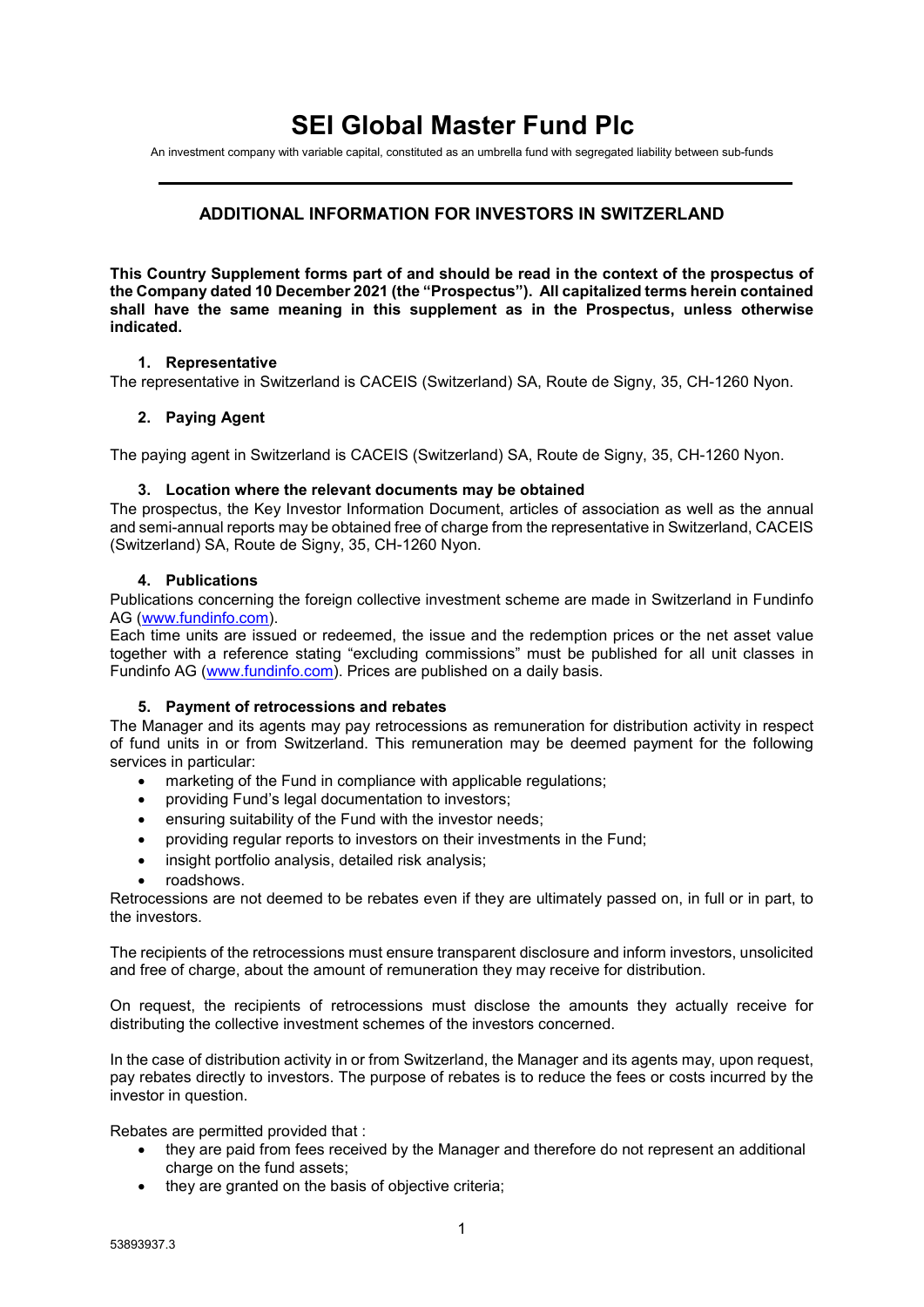# SEI Global Master Fund Plc

An investment company with variable capital, constituted as an umbrella fund with segregated liability between sub-funds

---

## ADDITIONAL INFORMATION FOR INVESTORS IN SWITZERLAND

**This Country Supplement forms part of and should be read in the context of the prospectus of the Company dated 10 December 2021 (the "Prospectus"). All capitalized terms herein contained shall have the same meaning in this supplement as in the Prospectus, unless otherwise indicated.**

### 1. Representative

The representative in Switzerland is CACEIS (Switzerland) SA, Route de Signy, 35, CH-1260 Nyon.

### 2. Paying Agent

The paying agent in Switzerland is CACEIS (Switzerland) SA, Route de Signy, 35, CH-1260 Nyon.

### 3. Location where the relevant documents may be obtained

The prospectus, the Key Investor Information Document, articles of association as well as the annual and semi-annual reports may be obtained free of charge from the representative in Switzerland, CACEIS (Switzerland) SA, Route de Signy, 35, CH-1260 Nyon.

### 4. Publications

Publications concerning the foreign collective investment scheme are made in Switzerland in Fundinfo AG (www.fundinfo.com).

Each time units are issued or redeemed, the issue and the redemption prices or the net asset value together with a reference stating "excluding commissions" must be published for all unit classes in Fundinfo AG (www.fundinfo.com). Prices are published on a daily basis.

### 5. Payment of retrocessions and rebates

The Manager and its agents may pay retrocessions as remuneration for distribution activity in respect of fund units in or from Switzerland. This remuneration may be deemed payment for the following services in particular:

- marketing of the Fund in compliance with applicable regulations;
- providing Fund's legal documentation to investors;
- ensuring suitability of the Fund with the investor needs;
- providing regular reports to investors on their investments in the Fund;
- insight portfolio analysis, detailed risk analysis;
- roadshows.

Retrocessions are not deemed to be rebates even if they are ultimately passed on, in full or in part, to the investors.

The recipients of the retrocessions must ensure transparent disclosure and inform investors, unsolicited and free of charge, about the amount of remuneration they may receive for distribution.

On request, the recipients of retrocessions must disclose the amounts they actually receive for distributing the collective investment schemes of the investors concerned.

In the case of distribution activity in or from Switzerland, the Manager and its agents may, upon request, pay rebates directly to investors. The purpose of rebates is to reduce the fees or costs incurred by the investor in question.

Rebates are permitted provided that :

- they are paid from fees received by the Manager and therefore do not represent an additional charge on the fund assets;
- they are granted on the basis of objective criteria;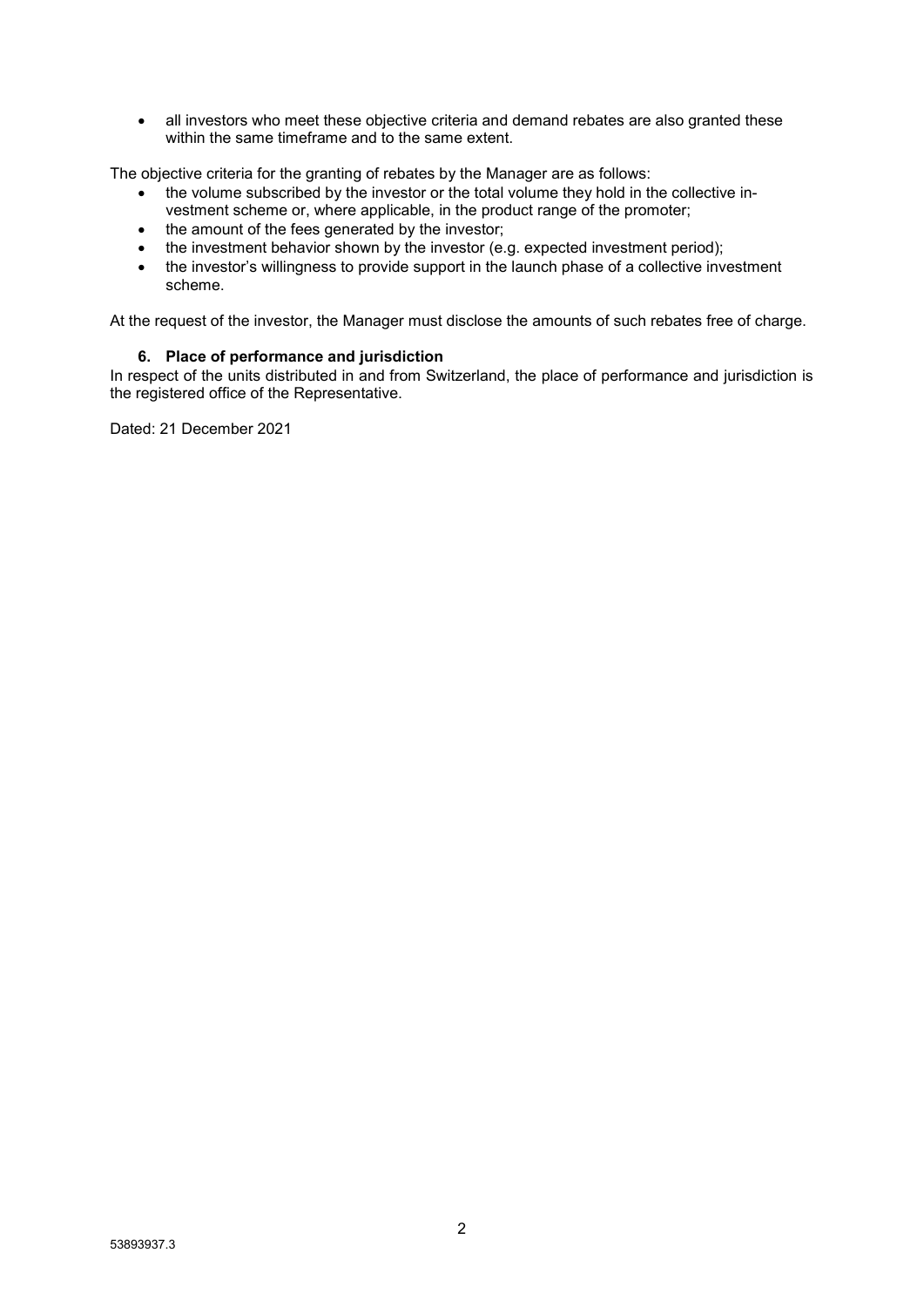- all investors who meet these objective criteria and demand rebates are also granted these within the same timeframe and to the same extent.

The objective criteria for the granting of rebates by the Manager are as follows:

- the volume subscribed by the investor or the total volume they hold in the collective investment scheme or, where applicable, in the product range of the promoter;
- the amount of the fees generated by the investor;
- the investment behavior shown by the investor (e.g. expected investment period);
- the investor's willingness to provide support in the launch phase of a collective investment scheme.

At the request of the investor, the Manager must disclose the amounts of such rebates free of charge.

### 6. Place of performance and jurisdiction

In respect of the units distributed in and from Switzerland, the place of performance and jurisdiction is the registered office of the Representative.

Dated: 21 December 2021